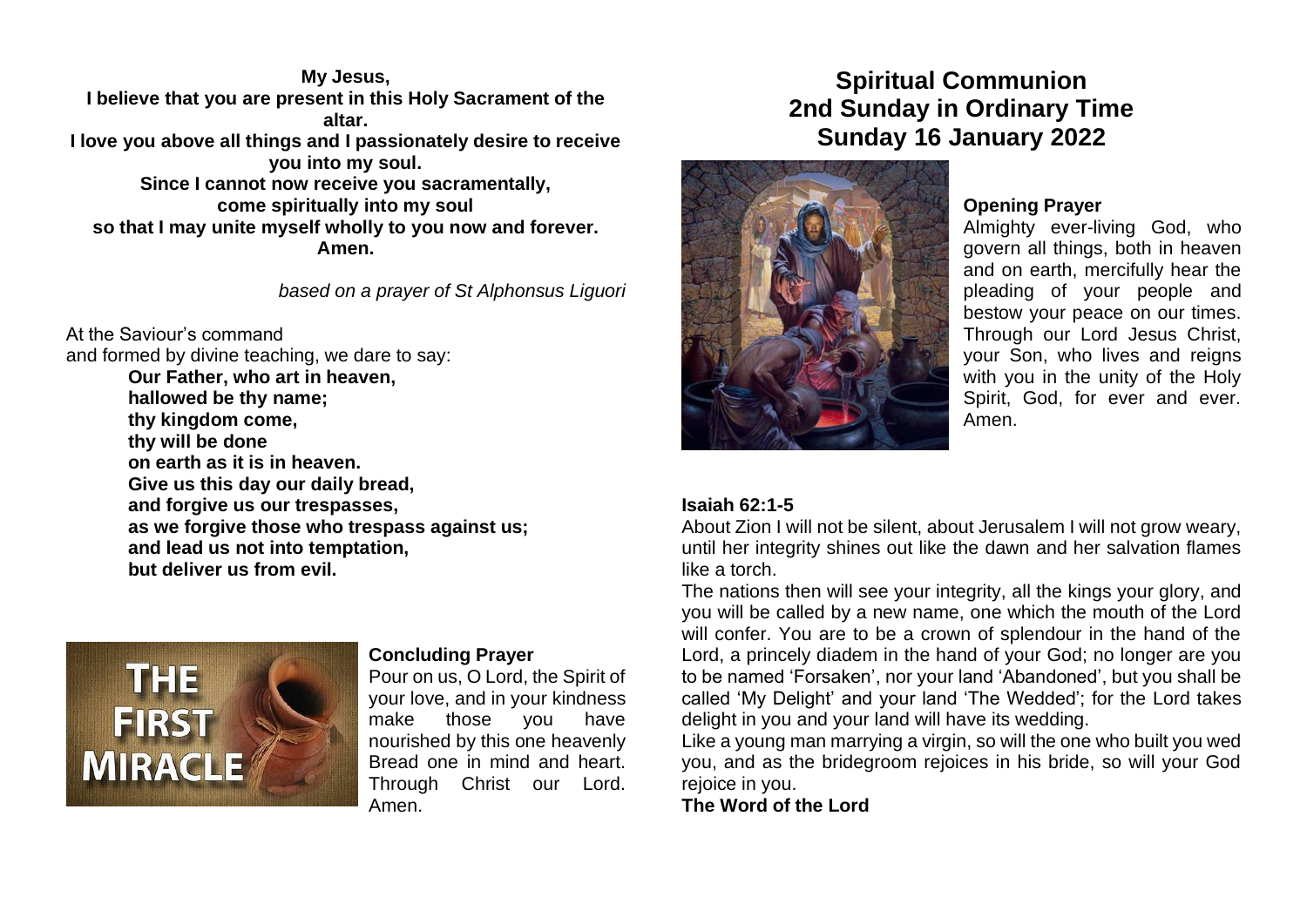**My Jesus,**
**I believe that you are present in this Holy Sacrament of the altar.**
**I love you above all things and I passionately desire to receive you into my soul.**
**Since I cannot now receive you sacramentally,**
**come spiritually into my soul**
**so that I may unite myself wholly to you now and forever.**
**Amen.**

*based on a prayer of St Alphonsus Liguori*

At the Saviour's command
and formed by divine teaching, we dare to say:

**Our Father, who art in heaven,**
**hallowed be thy name;**
**thy kingdom come,**
**thy will be done**
**on earth as it is in heaven.**
**Give us this day our daily bread,**
**and forgive us our trespasses,**
**as we forgive those who trespass against us;**
**and lead us not into temptation,**
**but deliver us from evil.**

**Concluding Prayer**

Pour on us, O Lord, the Spirit of your love, and in your kindness make those you have nourished by this one heavenly Bread one in mind and heart. Through Christ our Lord. Amen.

# Spiritual Communion
# 2nd Sunday in Ordinary Time
# Sunday 16 January 2022

**Opening Prayer**

Almighty ever-living God, who govern all things, both in heaven and on earth, mercifully hear the pleading of your people and bestow your peace on our times. Through our Lord Jesus Christ, your Son, who lives and reigns with you in the unity of the Holy Spirit, God, for ever and ever. Amen.

**Isaiah 62:1-5**

About Zion I will not be silent, about Jerusalem I will not grow weary, until her integrity shines out like the dawn and her salvation flames like a torch.

The nations then will see your integrity, all the kings your glory, and you will be called by a new name, one which the mouth of the Lord will confer. You are to be a crown of splendour in the hand of the Lord, a princely diadem in the hand of your God; no longer are you to be named 'Forsaken', nor your land 'Abandoned', but you shall be called 'My Delight' and your land 'The Wedded'; for the Lord takes delight in you and your land will have its wedding.

Like a young man marrying a virgin, so will the one who built you wed you, and as the bridegroom rejoices in his bride, so will your God rejoice in you.

**The Word of the Lord**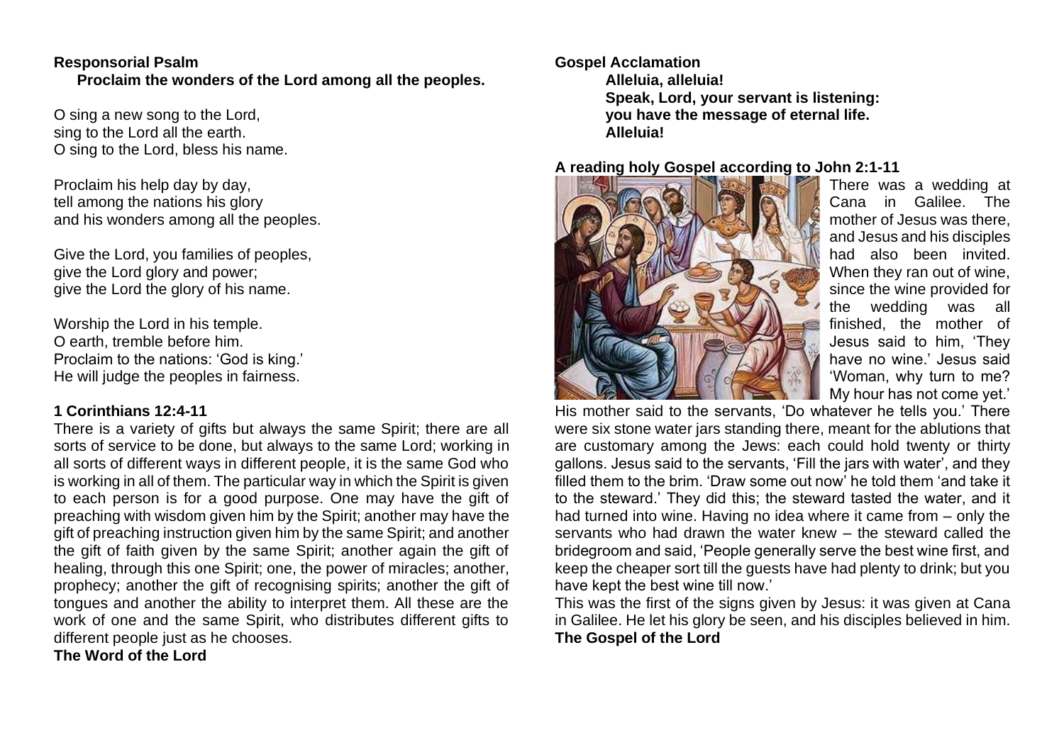**Responsorial Psalm**

**Proclaim the wonders of the Lord among all the peoples.**

O sing a new song to the Lord,
sing to the Lord all the earth.
O sing to the Lord, bless his name.

Proclaim his help day by day,
tell among the nations his glory
and his wonders among all the peoples.

Give the Lord, you families of peoples,
give the Lord glory and power;
give the Lord the glory of his name.

Worship the Lord in his temple.
O earth, tremble before him.
Proclaim to the nations: 'God is king.'
He will judge the peoples in fairness.

**1 Corinthians 12:4-11**

There is a variety of gifts but always the same Spirit; there are all sorts of service to be done, but always to the same Lord; working in all sorts of different ways in different people, it is the same God who is working in all of them. The particular way in which the Spirit is given to each person is for a good purpose. One may have the gift of preaching with wisdom given him by the Spirit; another may have the gift of preaching instruction given him by the same Spirit; and another the gift of faith given by the same Spirit; another again the gift of healing, through this one Spirit; one, the power of miracles; another, prophecy; another the gift of recognising spirits; another the gift of tongues and another the ability to interpret them. All these are the work of one and the same Spirit, who distributes different gifts to different people just as he chooses.

**The Word of the Lord**

**Gospel Acclamation**

**Alleluia, alleluia!**
**Speak, Lord, your servant is listening:**
**you have the message of eternal life.**
**Alleluia!**

**A reading holy Gospel according to John 2:1-11**

There was a wedding at Cana in Galilee. The mother of Jesus was there, and Jesus and his disciples had also been invited. When they ran out of wine, since the wine provided for the wedding was all finished, the mother of Jesus said to him, 'They have no wine.' Jesus said 'Woman, why turn to me? My hour has not come yet.' His mother said to the servants, 'Do whatever he tells you.' There were six stone water jars standing there, meant for the ablutions that are customary among the Jews: each could hold twenty or thirty gallons. Jesus said to the servants, 'Fill the jars with water', and they filled them to the brim. 'Draw some out now' he told them 'and take it to the steward.' They did this; the steward tasted the water, and it had turned into wine. Having no idea where it came from – only the servants who had drawn the water knew – the steward called the bridegroom and said, 'People generally serve the best wine first, and keep the cheaper sort till the guests have had plenty to drink; but you have kept the best wine till now.'

This was the first of the signs given by Jesus: it was given at Cana in Galilee. He let his glory be seen, and his disciples believed in him.

**The Gospel of the Lord**